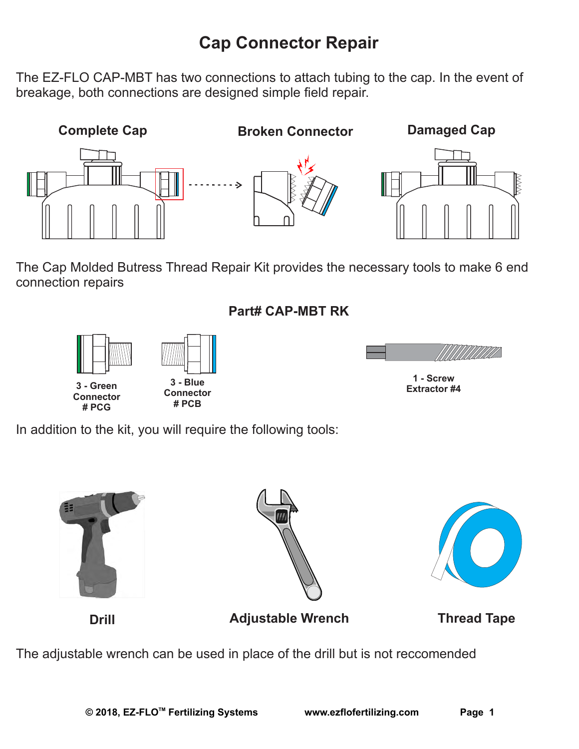# Cap Connector Repair

The EZ-FLO CAP-MBT has two connections to attach tubing to the cap. In the event of breakage, both connections are designed simple field repair.

**Complete Cap** **Broken Connector** **Damaged Cap**

The Cap Molded Butress Thread Repair Kit provides the necessary tools to make 6 end connection repairs

## Part# CAP-MBT RK

**3 - Green Connector # PCG**

**3 - Blue Connector # PCB**

**1 - Screw Extractor #4**

In addition to the kit, you will require the following tools:

**Drill** **Adjustable Wrench** **Thread Tape**

The adjustable wrench can be used in place of the drill but is not reccomended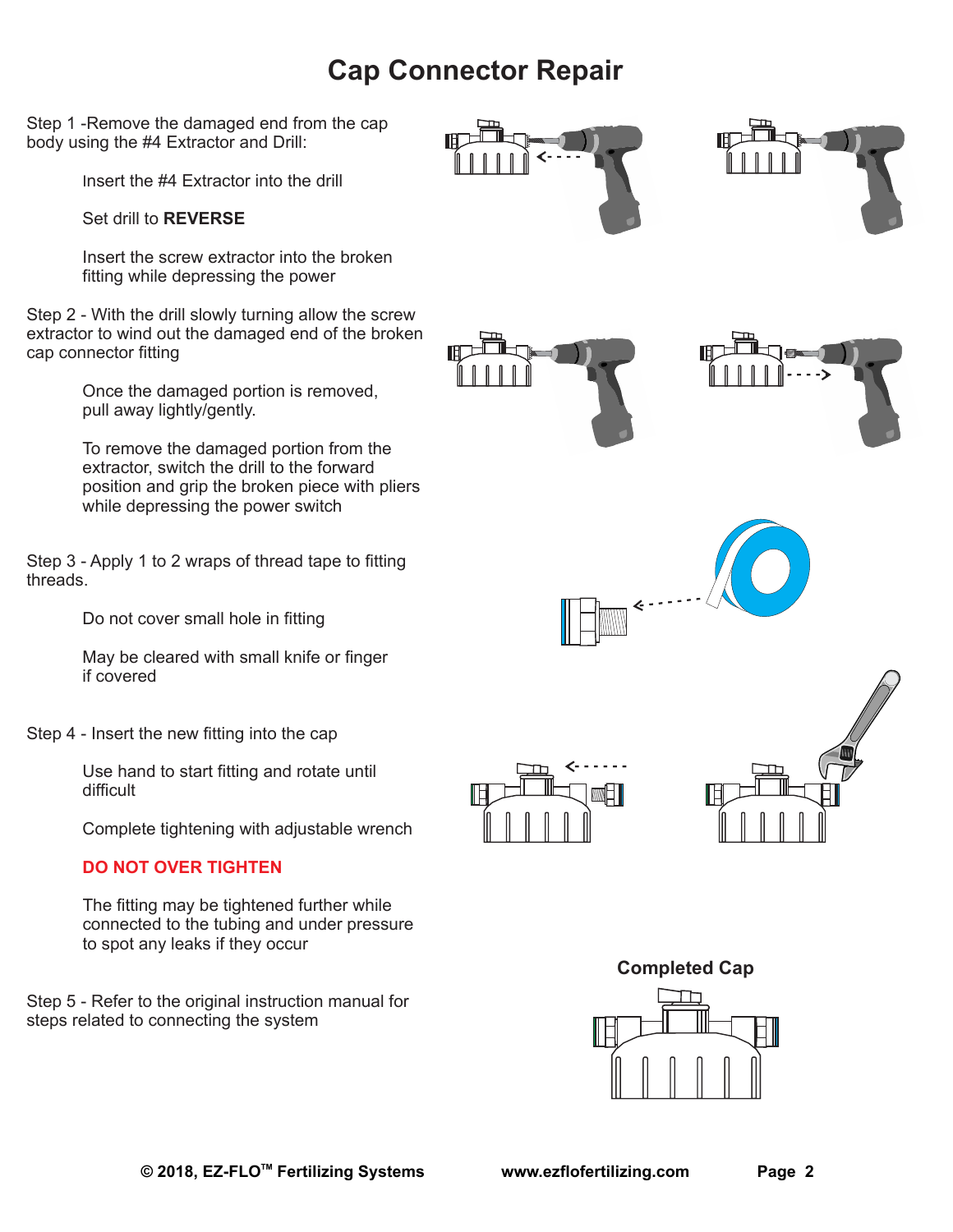# Cap Connector Repair

Step 1 -Remove the damaged end from the cap body using the #4 Extractor and Drill:

Insert the #4 Extractor into the drill

Set drill to **REVERSE**

Insert the screw extractor into the broken fitting while depressing the power

Step 2 - With the drill slowly turning allow the screw extractor to wind out the damaged end of the broken cap connector fitting

Once the damaged portion is removed, pull away lightly/gently.

To remove the damaged portion from the extractor, switch the drill to the forward position and grip the broken piece with pliers while depressing the power switch

Step 3 - Apply 1 to 2 wraps of thread tape to fitting threads.

Do not cover small hole in fitting

May be cleared with small knife or finger if covered

Step 4 - Insert the new fitting into the cap

Use hand to start fitting and rotate until difficult

Complete tightening with adjustable wrench

**DO NOT OVER TIGHTEN**

The fitting may be tightened further while connected to the tubing and under pressure to spot any leaks if they occur

Step 5 - Refer to the original instruction manual for steps related to connecting the system

**Completed Cap**

**© 2018, EZ-FLO™ Fertilizing Systems** **www.ezflofertilizing.com**